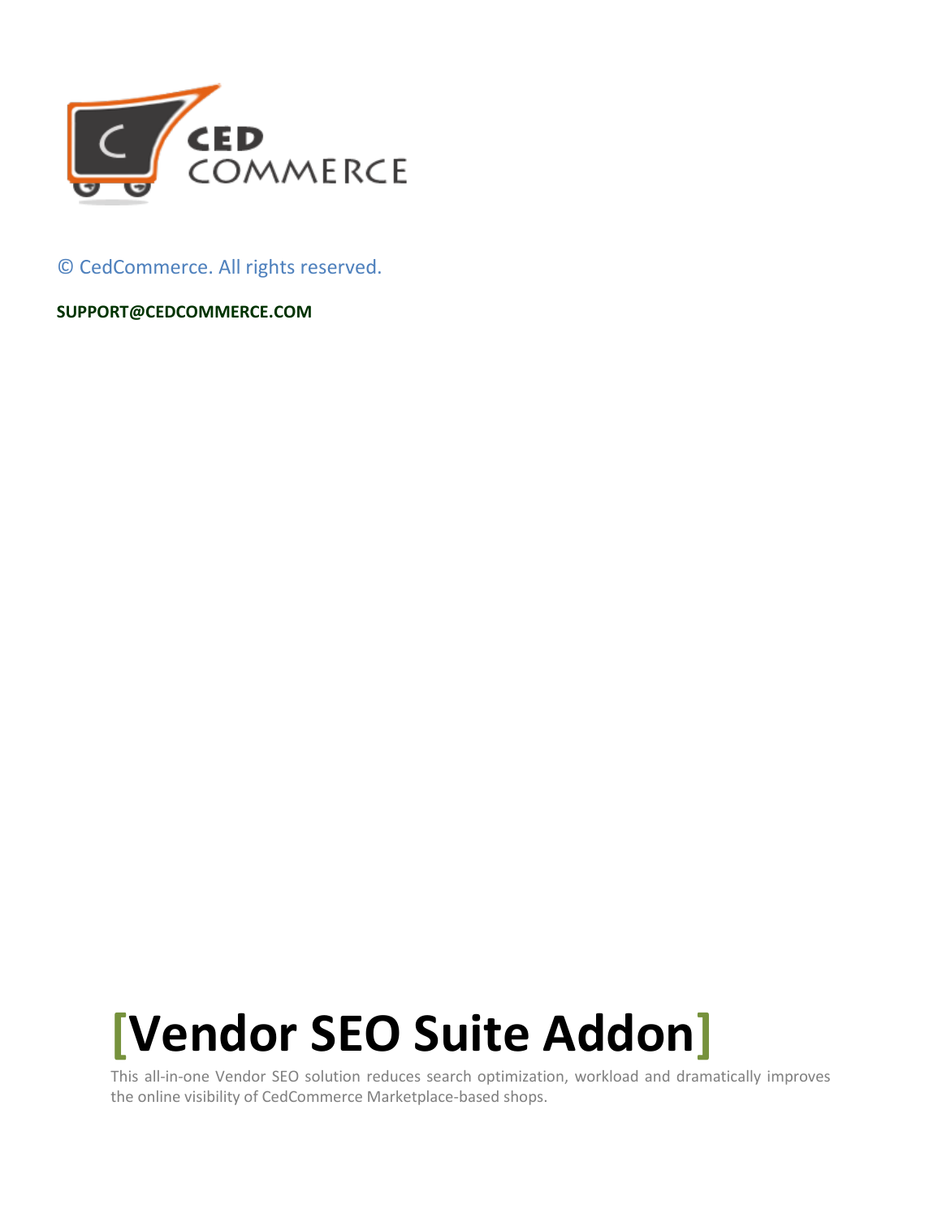© CedCommerce. All rights reserved.

**SUPPORT@CEDCOMMERCE.COM**

# [Vendor SEO Suite Addon]

This all-in-one Vendor SEO solution reduces search optimization, workload and dramatically improves the online visibility of CedCommerce Marketplace-based shops.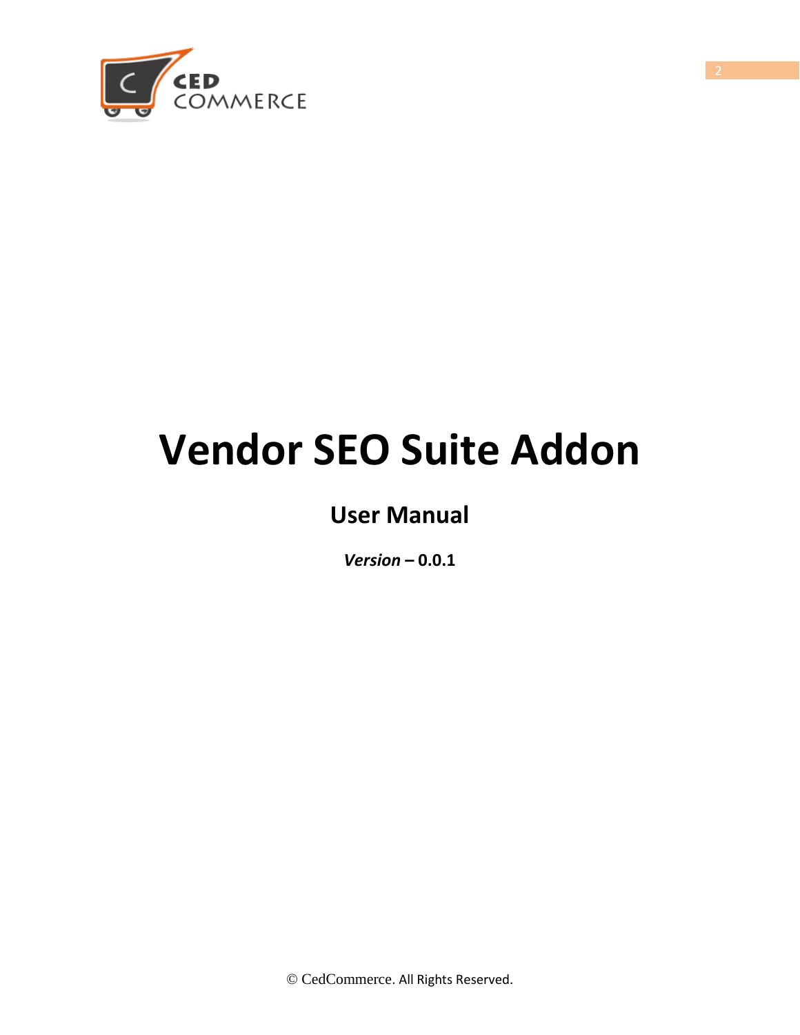# Vendor SEO Suite Addon

## User Manual

***Version* – 0.0.1**

© CedCommerce. All Rights Reserved.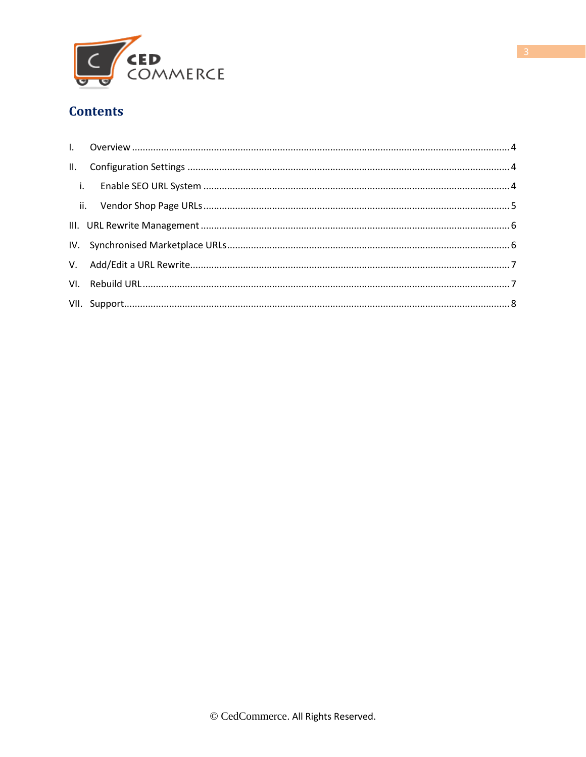# Contents

I. Overview ........................................................................................................ 4

II. Configuration Settings ........................................................................................ 4

  i. Enable SEO URL System .................................................................................. 4

  ii. Vendor Shop Page URLs ................................................................................. 5

III. URL Rewrite Management .................................................................................. 6

IV. Synchronised Marketplace URLs .......................................................................... 6

V. Add/Edit a URL Rewrite ....................................................................................... 7

VI. Rebuild URL ..................................................................................................... 7

VII. Support ........................................................................................................... 8

© CedCommerce. All Rights Reserved.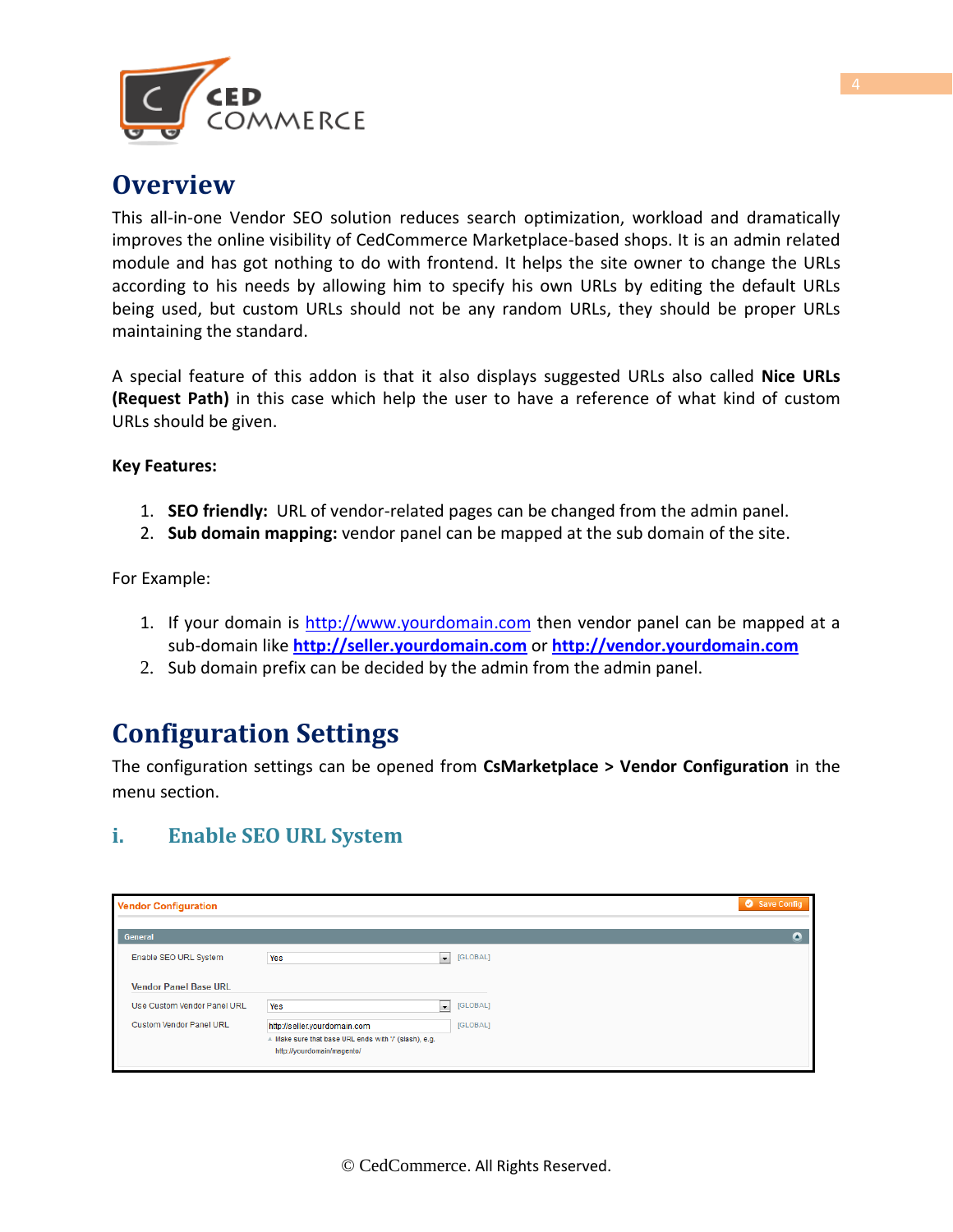# Overview

This all-in-one Vendor SEO solution reduces search optimization, workload and dramatically improves the online visibility of CedCommerce Marketplace-based shops. It is an admin related module and has got nothing to do with frontend. It helps the site owner to change the URLs according to his needs by allowing him to specify his own URLs by editing the default URLs being used, but custom URLs should not be any random URLs, they should be proper URLs maintaining the standard.

A special feature of this addon is that it also displays suggested URLs also called **Nice URLs (Request Path)** in this case which help the user to have a reference of what kind of custom URLs should be given.

**Key Features:**

1. **SEO friendly:** URL of vendor-related pages can be changed from the admin panel.
2. **Sub domain mapping:** vendor panel can be mapped at the sub domain of the site.

For Example:

1. If your domain is http://www.yourdomain.com then vendor panel can be mapped at a sub-domain like **http://seller.yourdomain.com** or **http://vendor.yourdomain.com**
2. Sub domain prefix can be decided by the admin from the admin panel.

# Configuration Settings

The configuration settings can be opened from **CsMarketplace > Vendor Configuration** in the menu section.

## i. Enable SEO URL System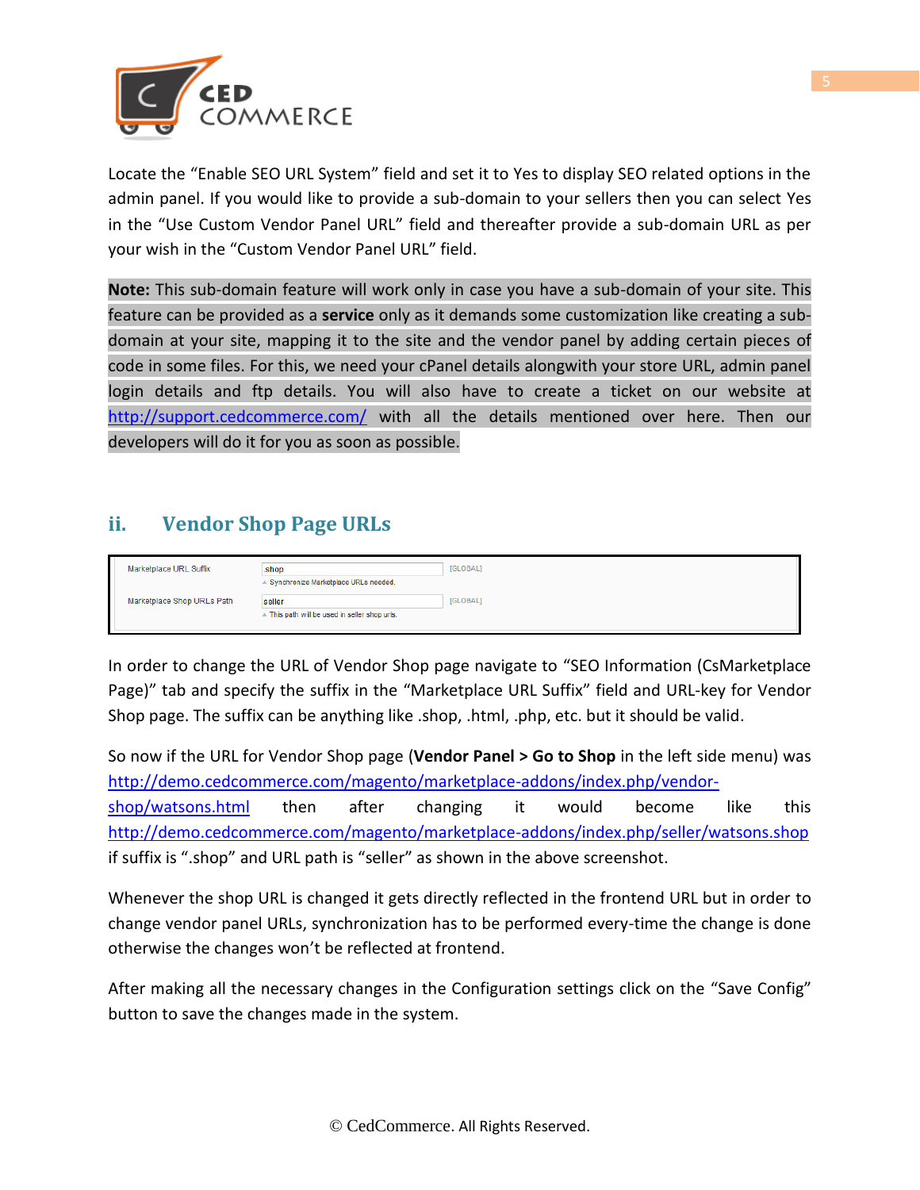Locate the "Enable SEO URL System" field and set it to Yes to display SEO related options in the admin panel. If you would like to provide a sub-domain to your sellers then you can select Yes in the "Use Custom Vendor Panel URL" field and thereafter provide a sub-domain URL as per your wish in the "Custom Vendor Panel URL" field.

**Note:** This sub-domain feature will work only in case you have a sub-domain of your site. This feature can be provided as a **service** only as it demands some customization like creating a sub-domain at your site, mapping it to the site and the vendor panel by adding certain pieces of code in some files. For this, we need your cPanel details alongwith your store URL, admin panel login details and ftp details. You will also have to create a ticket on our website at http://support.cedcommerce.com/ with all the details mentioned over here. Then our developers will do it for you as soon as possible.

## ii. Vendor Shop Page URLs

| | | |
|---|---|---|
| Marketplace URL Suffix | .shop<br>Synchronize Marketplace URLs needed. | [GLOBAL] |
| Marketplace Shop URLs Path | seller<br>This path will be used in seller shop urls. | [GLOBAL] |

In order to change the URL of Vendor Shop page navigate to "SEO Information (CsMarketplace Page)" tab and specify the suffix in the "Marketplace URL Suffix" field and URL-key for Vendor Shop page. The suffix can be anything like .shop, .html, .php, etc. but it should be valid.

So now if the URL for Vendor Shop page (**Vendor Panel > Go to Shop** in the left side menu) was http://demo.cedcommerce.com/magento/marketplace-addons/index.php/vendor-shop/watsons.html then after changing it would become like this http://demo.cedcommerce.com/magento/marketplace-addons/index.php/seller/watsons.shop if suffix is ".shop" and URL path is "seller" as shown in the above screenshot.

Whenever the shop URL is changed it gets directly reflected in the frontend URL but in order to change vendor panel URLs, synchronization has to be performed every-time the change is done otherwise the changes won't be reflected at frontend.

After making all the necessary changes in the Configuration settings click on the "Save Config" button to save the changes made in the system.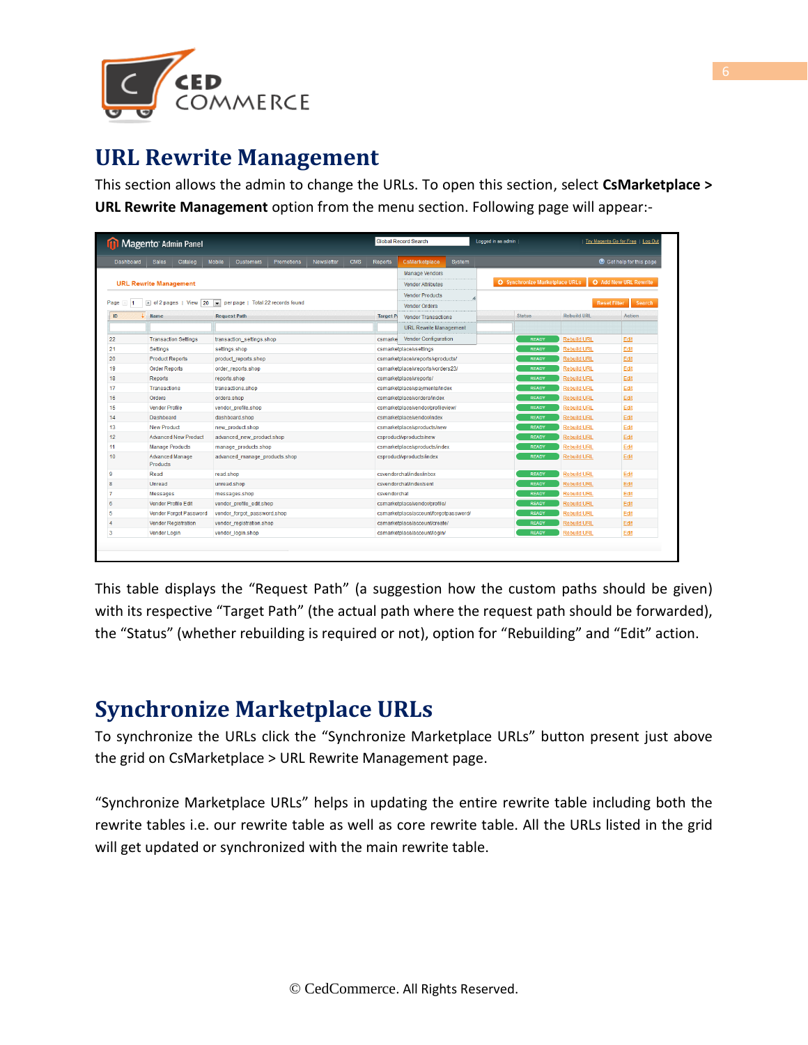# URL Rewrite Management

This section allows the admin to change the URLs. To open this section, select **CsMarketplace > URL Rewrite Management** option from the menu section. Following page will appear:-

This table displays the "Request Path" (a suggestion how the custom paths should be given) with its respective "Target Path" (the actual path where the request path should be forwarded), the "Status" (whether rebuilding is required or not), option for "Rebuilding" and "Edit" action.

# Synchronize Marketplace URLs

To synchronize the URLs click the "Synchronize Marketplace URLs" button present just above the grid on CsMarketplace > URL Rewrite Management page.

"Synchronize Marketplace URLs" helps in updating the entire rewrite table including both the rewrite tables i.e. our rewrite table as well as core rewrite table. All the URLs listed in the grid will get updated or synchronized with the main rewrite table.

© CedCommerce. All Rights Reserved.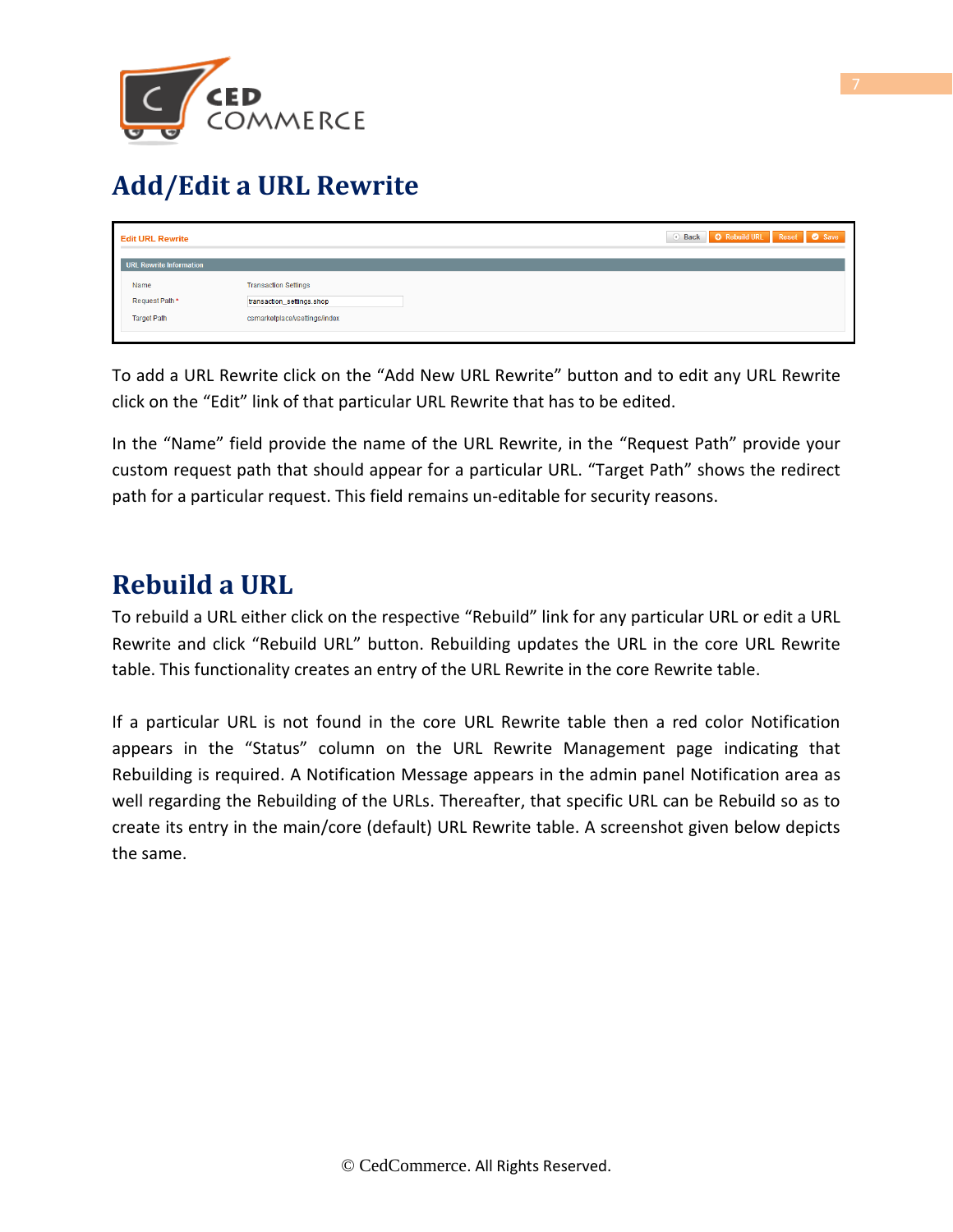# Add/Edit a URL Rewrite

To add a URL Rewrite click on the “Add New URL Rewrite” button and to edit any URL Rewrite click on the “Edit” link of that particular URL Rewrite that has to be edited.

In the “Name” field provide the name of the URL Rewrite, in the “Request Path” provide your custom request path that should appear for a particular URL. “Target Path” shows the redirect path for a particular request. This field remains un-editable for security reasons.

# Rebuild a URL

To rebuild a URL either click on the respective “Rebuild” link for any particular URL or edit a URL Rewrite and click “Rebuild URL” button. Rebuilding updates the URL in the core URL Rewrite table. This functionality creates an entry of the URL Rewrite in the core Rewrite table.

If a particular URL is not found in the core URL Rewrite table then a red color Notification appears in the “Status” column on the URL Rewrite Management page indicating that Rebuilding is required. A Notification Message appears in the admin panel Notification area as well regarding the Rebuilding of the URLs. Thereafter, that specific URL can be Rebuild so as to create its entry in the main/core (default) URL Rewrite table. A screenshot given below depicts the same.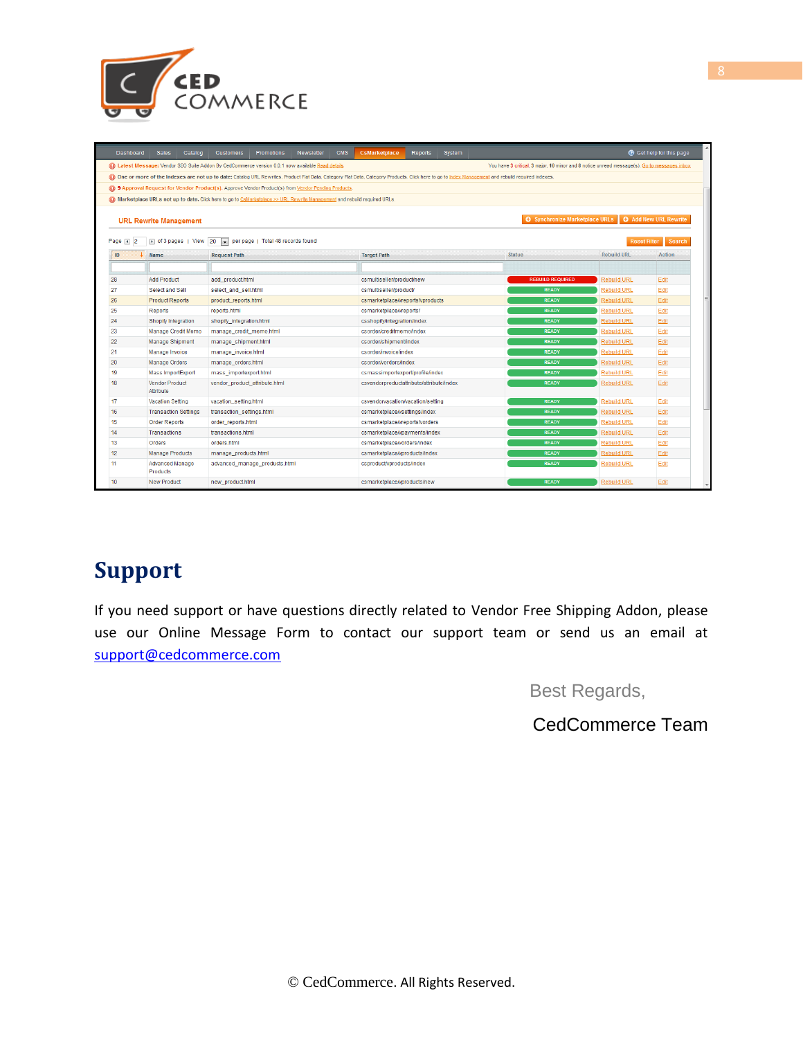## Support

If you need support or have questions directly related to Vendor Free Shipping Addon, please use our Online Message Form to contact our support team or send us an email at support@cedcommerce.com

Best Regards,

CedCommerce Team

© CedCommerce. All Rights Reserved.